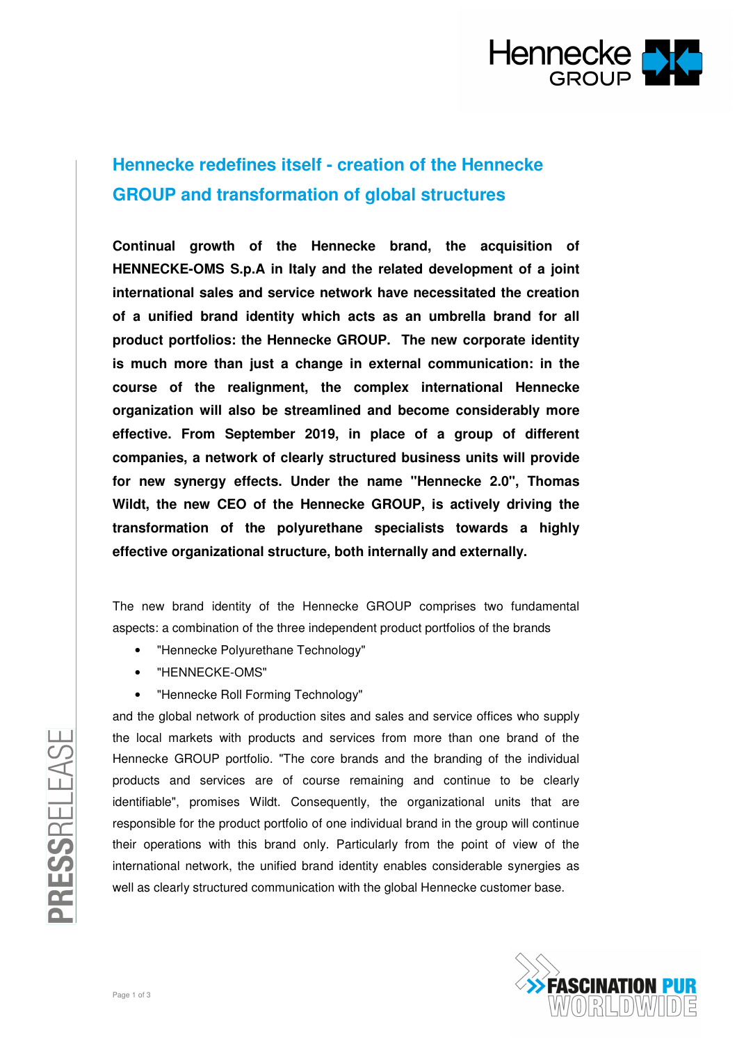# Hennecke redefines itself - creation of the Hennecke GROUP and transformation of global structures

**Continual growth of the Hennecke brand, the acquisition of HENNECKE-OMS S.p.A in Italy and the related development of a joint international sales and service network have necessitated the creation of a unified brand identity which acts as an umbrella brand for all product portfolios: the Hennecke GROUP. The new corporate identity is much more than just a change in external communication: in the course of the realignment, the complex international Hennecke organization will also be streamlined and become considerably more effective. From September 2019, in place of a group of different companies, a network of clearly structured business units will provide for new synergy effects. Under the name "Hennecke 2.0", Thomas Wildt, the new CEO of the Hennecke GROUP, is actively driving the transformation of the polyurethane specialists towards a highly effective organizational structure, both internally and externally.**

The new brand identity of the Hennecke GROUP comprises two fundamental aspects: a combination of the three independent product portfolios of the brands

- "Hennecke Polyurethane Technology"
- "HENNECKE-OMS"
- "Hennecke Roll Forming Technology"

and the global network of production sites and sales and service offices who supply the local markets with products and services from more than one brand of the Hennecke GROUP portfolio. "The core brands and the branding of the individual products and services are of course remaining and continue to be clearly identifiable", promises Wildt. Consequently, the organizational units that are responsible for the product portfolio of one individual brand in the group will continue their operations with this brand only. Particularly from the point of view of the international network, the unified brand identity enables considerable synergies as well as clearly structured communication with the global Hennecke customer base.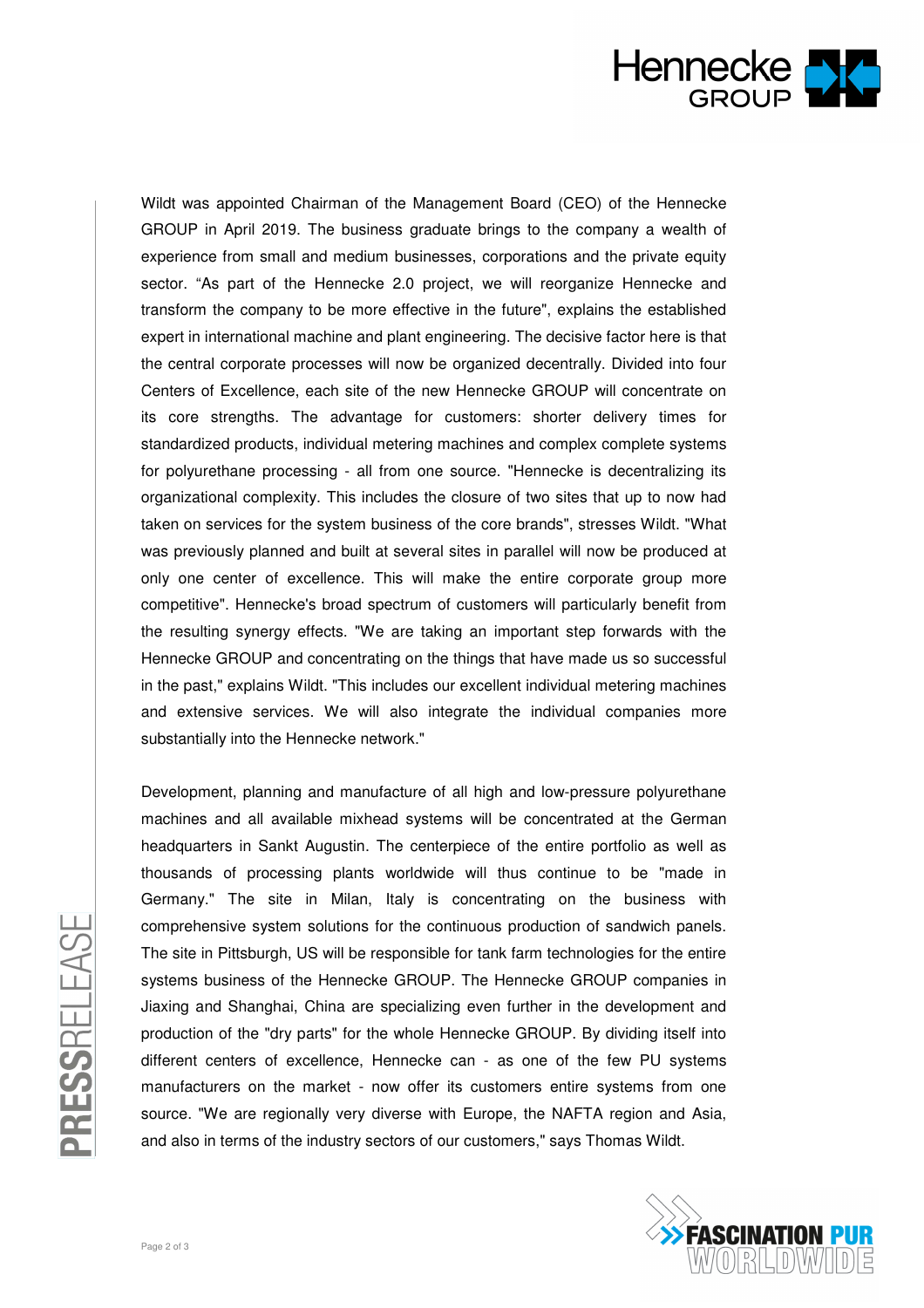Wildt was appointed Chairman of the Management Board (CEO) of the Hennecke GROUP in April 2019. The business graduate brings to the company a wealth of experience from small and medium businesses, corporations and the private equity sector. “As part of the Hennecke 2.0 project, we will reorganize Hennecke and transform the company to be more effective in the future", explains the established expert in international machine and plant engineering. The decisive factor here is that the central corporate processes will now be organized decentrally. Divided into four Centers of Excellence, each site of the new Hennecke GROUP will concentrate on its core strengths. The advantage for customers: shorter delivery times for standardized products, individual metering machines and complex complete systems for polyurethane processing - all from one source. "Hennecke is decentralizing its organizational complexity. This includes the closure of two sites that up to now had taken on services for the system business of the core brands", stresses Wildt. "What was previously planned and built at several sites in parallel will now be produced at only one center of excellence. This will make the entire corporate group more competitive". Hennecke's broad spectrum of customers will particularly benefit from the resulting synergy effects. "We are taking an important step forwards with the Hennecke GROUP and concentrating on the things that have made us so successful in the past," explains Wildt. "This includes our excellent individual metering machines and extensive services. We will also integrate the individual companies more substantially into the Hennecke network."

Development, planning and manufacture of all high and low-pressure polyurethane machines and all available mixhead systems will be concentrated at the German headquarters in Sankt Augustin. The centerpiece of the entire portfolio as well as thousands of processing plants worldwide will thus continue to be "made in Germany." The site in Milan, Italy is concentrating on the business with comprehensive system solutions for the continuous production of sandwich panels. The site in Pittsburgh, US will be responsible for tank farm technologies for the entire systems business of the Hennecke GROUP. The Hennecke GROUP companies in Jiaxing and Shanghai, China are specializing even further in the development and production of the "dry parts" for the whole Hennecke GROUP. By dividing itself into different centers of excellence, Hennecke can - as one of the few PU systems manufacturers on the market - now offer its customers entire systems from one source. "We are regionally very diverse with Europe, the NAFTA region and Asia, and also in terms of the industry sectors of our customers," says Thomas Wildt.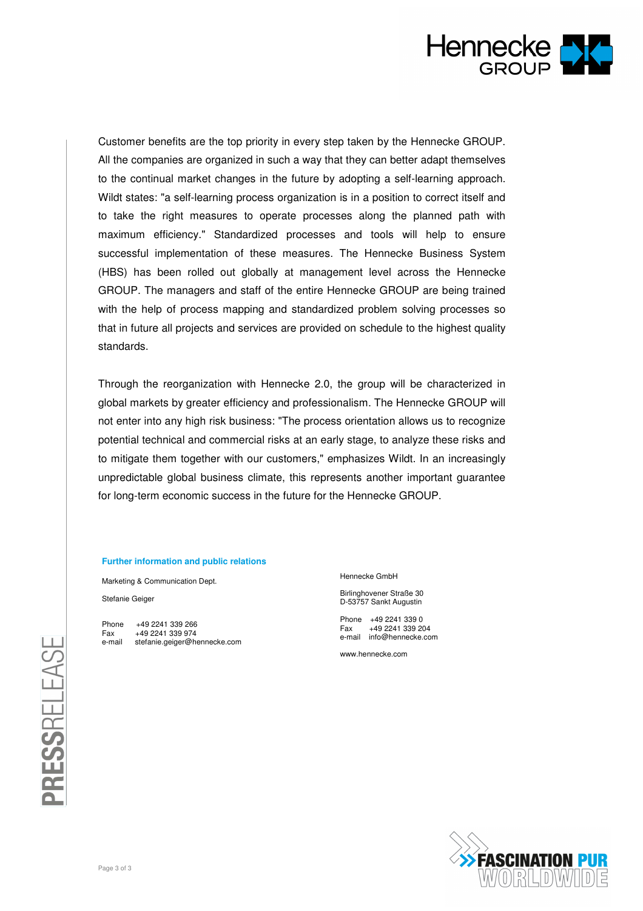Customer benefits are the top priority in every step taken by the Hennecke GROUP. All the companies are organized in such a way that they can better adapt themselves to the continual market changes in the future by adopting a self-learning approach. Wildt states: "a self-learning process organization is in a position to correct itself and to take the right measures to operate processes along the planned path with maximum efficiency." Standardized processes and tools will help to ensure successful implementation of these measures. The Hennecke Business System (HBS) has been rolled out globally at management level across the Hennecke GROUP. The managers and staff of the entire Hennecke GROUP are being trained with the help of process mapping and standardized problem solving processes so that in future all projects and services are provided on schedule to the highest quality standards.

Through the reorganization with Hennecke 2.0, the group will be characterized in global markets by greater efficiency and professionalism. The Hennecke GROUP will not enter into any high risk business: "The process orientation allows us to recognize potential technical and commercial risks at an early stage, to analyze these risks and to mitigate them together with our customers," emphasizes Wildt. In an increasingly unpredictable global business climate, this represents another important guarantee for long-term economic success in the future for the Hennecke GROUP.

**Further information and public relations**

Marketing & Communication Dept.

Stefanie Geiger

Phone +49 2241 339 266
Fax +49 2241 339 974
e-mail stefanie.geiger@hennecke.com

Hennecke GmbH

Birlinghovener Straße 30
D-53757 Sankt Augustin

Phone +49 2241 339 0
Fax +49 2241 339 204
e-mail info@hennecke.com

www.hennecke.com